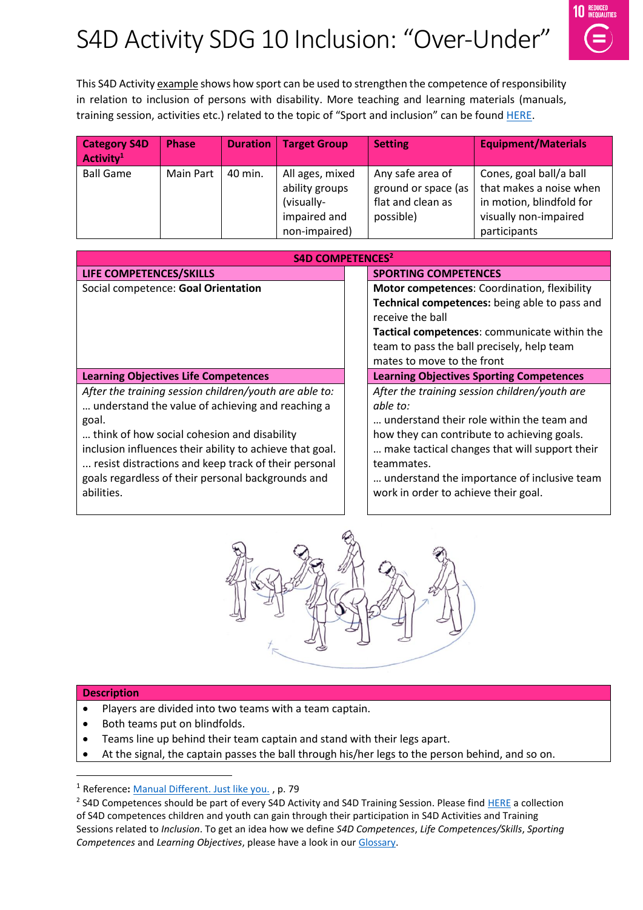# S4D Activity SDG 10 Inclusion: "Over-Under"

This S4D Activity example shows how sport can be used to strengthen the competence of responsibility in relation to inclusion of persons with disability. More teaching and learning materials (manuals, training session, activities etc.) related to the topic of "Sport and inclusion" can be found HERE.

| Category S4D Activity[1] | Phase | Duration | Target Group | Setting | Equipment/Materials |
|---|---|---|---|---|---|
| Ball Game | Main Part | 40 min. | All ages, mixed ability groups (visually-impaired and non-impaired) | Any safe area of ground or space (as flat and clean as possible) | Cones, goal ball/a ball that makes a noise when in motion, blindfold for visually non-impaired participants |

| S4D COMPETENCES[2] | |
|---|---|
| **LIFE COMPETENCES/SKILLS** | **SPORTING COMPETENCES** |
| Social competence: **Goal Orientation** | **Motor competences**: Coordination, flexibility<br>**Technical competences:** being able to pass and receive the ball<br>**Tactical competences**: communicate within the team to pass the ball precisely, help team mates to move to the front |
| **Learning Objectives Life Competences** | **Learning Objectives Sporting Competences** |
| *After the training session children/youth are able to:*<br>… understand the value of achieving and reaching a goal.<br>… think of how social cohesion and disability inclusion influences their ability to achieve that goal.<br>... resist distractions and keep track of their personal goals regardless of their personal backgrounds and abilities. | *After the training session children/youth are able to:*<br>… understand their role within the team and how they can contribute to achieving goals.<br>… make tactical changes that will support their teammates.<br>… understand the importance of inclusive team work in order to achieve their goal. |

| Description |
|---|
| • Players are divided into two teams with a team captain.<br>• Both teams put on blindfolds.<br>• Teams line up behind their team captain and stand with their legs apart.<br>• At the signal, the captain passes the ball through his/her legs to the person behind, and so on. |

[1] Reference: Manual Different. Just like you. , p. 79

[2] S4D Competences should be part of every S4D Activity and S4D Training Session. Please find HERE a collection of S4D competences children and youth can gain through their participation in S4D Activities and Training Sessions related to *Inclusion*. To get an idea how we define *S4D Competences*, *Life Competences/Skills*, *Sporting Competences* and *Learning Objectives*, please have a look in our Glossary.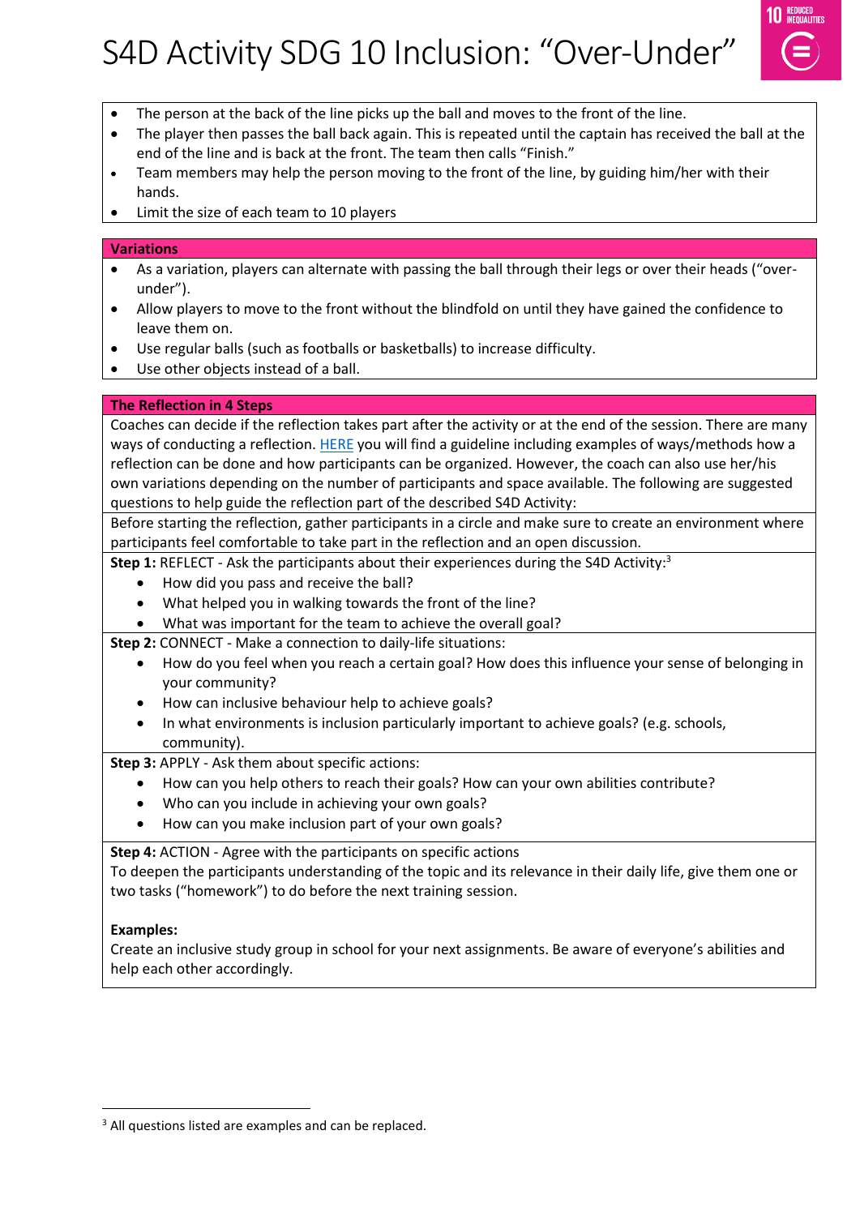- The person at the back of the line picks up the ball and moves to the front of the line.
- The player then passes the ball back again. This is repeated until the captain has received the ball at the end of the line and is back at the front. The team then calls "Finish."
- Team members may help the person moving to the front of the line, by guiding him/her with their hands.
- Limit the size of each team to 10 players

## Variations

- As a variation, players can alternate with passing the ball through their legs or over their heads ("over-under").
- Allow players to move to the front without the blindfold on until they have gained the confidence to leave them on.
- Use regular balls (such as footballs or basketballs) to increase difficulty.
- Use other objects instead of a ball.

## The Reflection in 4 Steps

Coaches can decide if the reflection takes part after the activity or at the end of the session. There are many ways of conducting a reflection. HERE you will find a guideline including examples of ways/methods how a reflection can be done and how participants can be organized. However, the coach can also use her/his own variations depending on the number of participants and space available. The following are suggested questions to help guide the reflection part of the described S4D Activity:

Before starting the reflection, gather participants in a circle and make sure to create an environment where participants feel comfortable to take part in the reflection and an open discussion.

**Step 1:** REFLECT - Ask the participants about their experiences during the S4D Activity:[3]

- How did you pass and receive the ball?
- What helped you in walking towards the front of the line?
- What was important for the team to achieve the overall goal?

**Step 2:** CONNECT - Make a connection to daily-life situations:

- How do you feel when you reach a certain goal? How does this influence your sense of belonging in your community?
- How can inclusive behaviour help to achieve goals?
- In what environments is inclusion particularly important to achieve goals? (e.g. schools, community).

**Step 3:** APPLY - Ask them about specific actions:

- How can you help others to reach their goals? How can your own abilities contribute?
- Who can you include in achieving your own goals?
- How can you make inclusion part of your own goals?

**Step 4:** ACTION - Agree with the participants on specific actions

To deepen the participants understanding of the topic and its relevance in their daily life, give them one or two tasks ("homework") to do before the next training session.

**Examples:**

Create an inclusive study group in school for your next assignments. Be aware of everyone's abilities and help each other accordingly.

---

[3] All questions listed are examples and can be replaced.